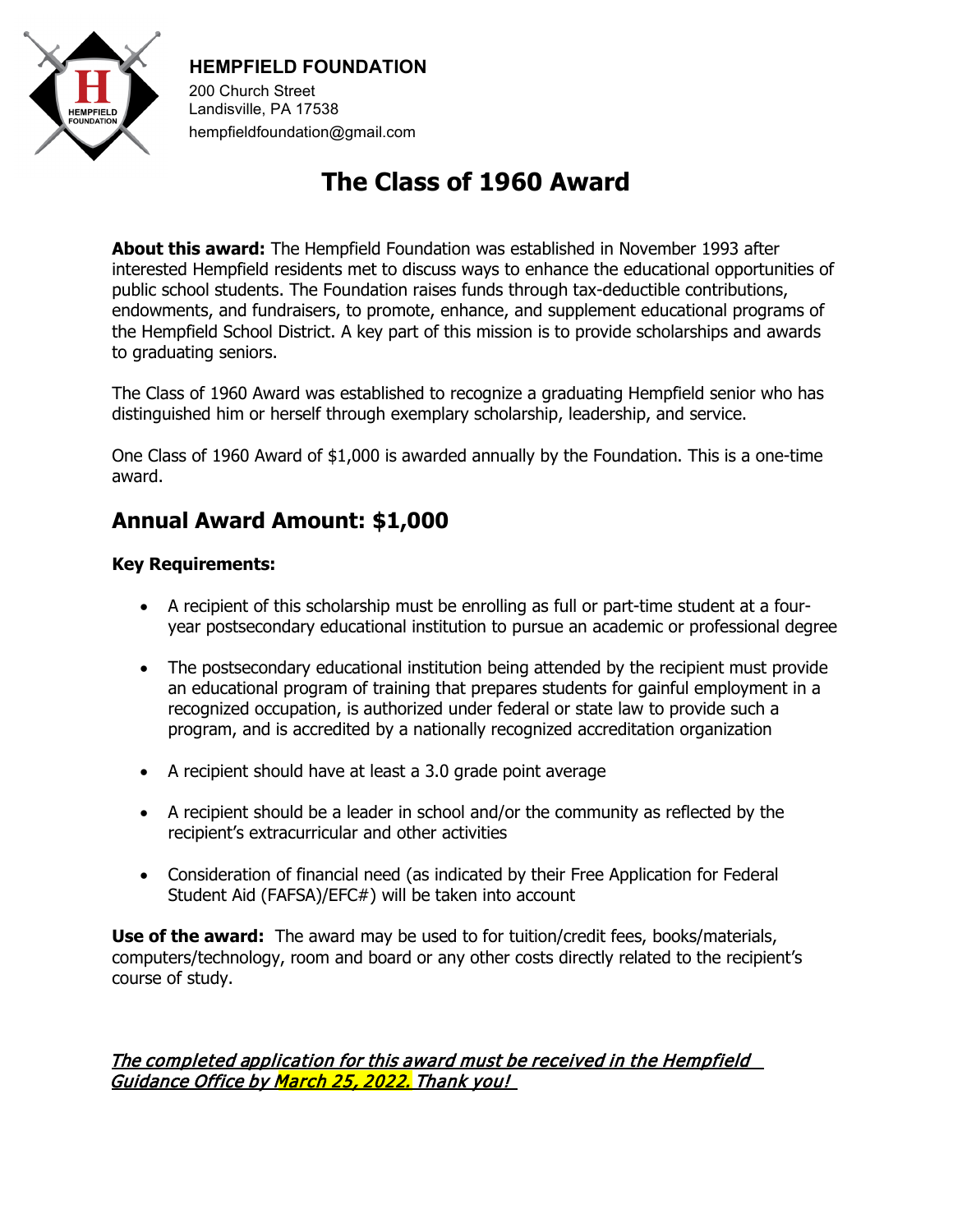**HEMPFIELD FOUNDATION**

200 Church Street
Landisville, PA 17538
hempfieldfoundation@gmail.com

# The Class of 1960 Award

**About this award:** The Hempfield Foundation was established in November 1993 after interested Hempfield residents met to discuss ways to enhance the educational opportunities of public school students. The Foundation raises funds through tax-deductible contributions, endowments, and fundraisers, to promote, enhance, and supplement educational programs of the Hempfield School District. A key part of this mission is to provide scholarships and awards to graduating seniors.

The Class of 1960 Award was established to recognize a graduating Hempfield senior who has distinguished him or herself through exemplary scholarship, leadership, and service.

One Class of 1960 Award of $1,000 is awarded annually by the Foundation. This is a one-time award.

## Annual Award Amount: $1,000

**Key Requirements:**

- A recipient of this scholarship must be enrolling as full or part-time student at a four-year postsecondary educational institution to pursue an academic or professional degree
- The postsecondary educational institution being attended by the recipient must provide an educational program of training that prepares students for gainful employment in a recognized occupation, is authorized under federal or state law to provide such a program, and is accredited by a nationally recognized accreditation organization
- A recipient should have at least a 3.0 grade point average
- A recipient should be a leader in school and/or the community as reflected by the recipient's extracurricular and other activities
- Consideration of financial need (as indicated by their Free Application for Federal Student Aid (FAFSA)/EFC#) will be taken into account

**Use of the award:** The award may be used to for tuition/credit fees, books/materials, computers/technology, room and board or any other costs directly related to the recipient's course of study.

*The completed application for this award must be received in the Hempfield Guidance Office by March 25, 2022. Thank you!*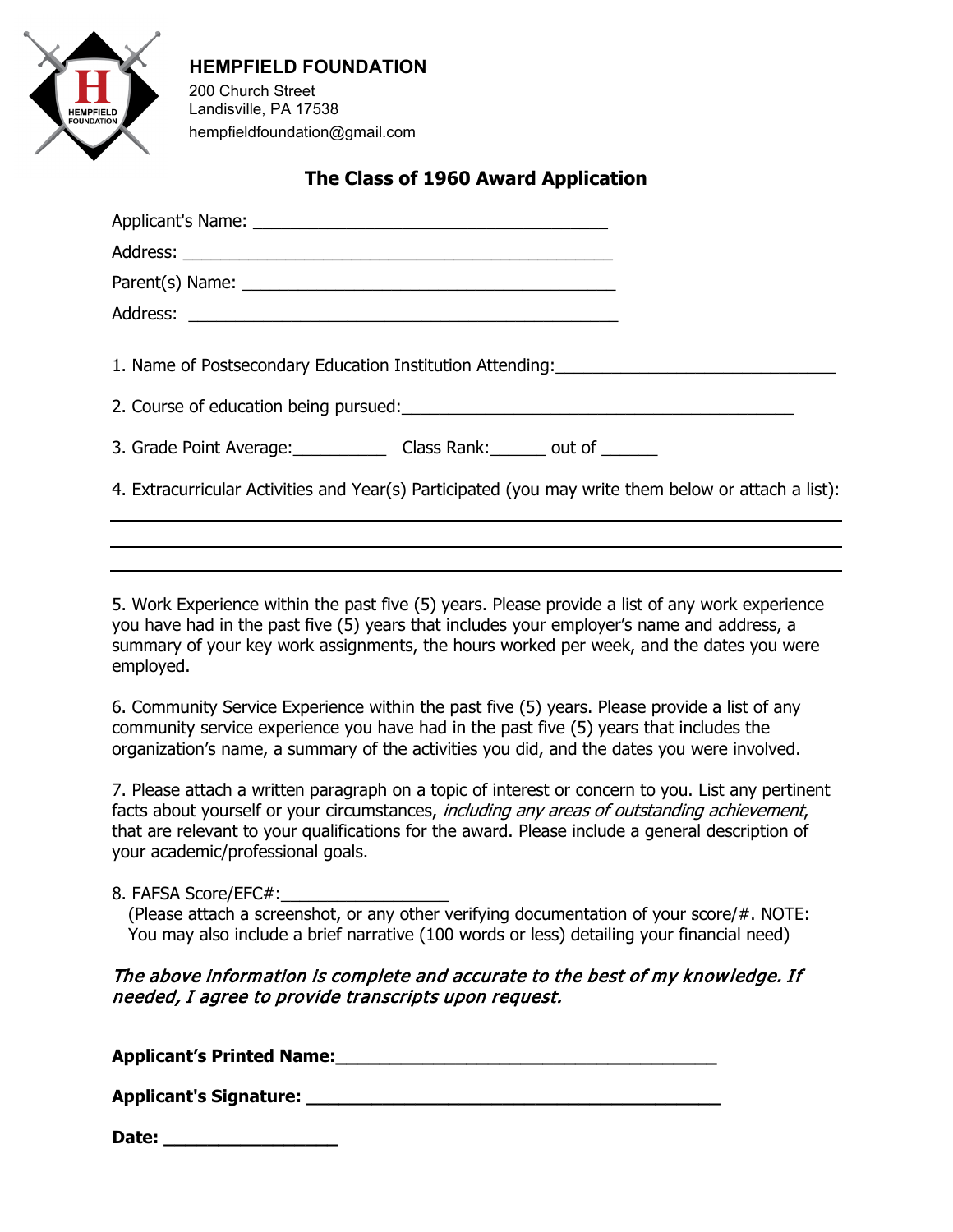**HEMPFIELD FOUNDATION**
200 Church Street
Landisville, PA 17538
hempfieldfoundation@gmail.com

## The Class of 1960 Award Application

Applicant's Name: ___________________________________

Address: __________________________________________

Parent(s) Name: _____________________________________

Address: __________________________________________

1. Name of Postsecondary Education Institution Attending:___________________________

2. Course of education being pursued:_______________________________________

3. Grade Point Average:__________ Class Rank:______ out of ______

4. Extracurricular Activities and Year(s) Participated (you may write them below or attach a list):

______________________________________________________________________

______________________________________________________________________

______________________________________________________________________

5. Work Experience within the past five (5) years. Please provide a list of any work experience you have had in the past five (5) years that includes your employer's name and address, a summary of your key work assignments, the hours worked per week, and the dates you were employed.

6. Community Service Experience within the past five (5) years. Please provide a list of any community service experience you have had in the past five (5) years that includes the organization's name, a summary of the activities you did, and the dates you were involved.

7. Please attach a written paragraph on a topic of interest or concern to you. List any pertinent facts about yourself or your circumstances, *including any areas of outstanding achievement*, that are relevant to your qualifications for the award. Please include a general description of your academic/professional goals.

8. FAFSA Score/EFC#:_________________
   (Please attach a screenshot, or any other verifying documentation of your score/#. NOTE: You may also include a brief narrative (100 words or less) detailing your financial need)

*The above information is complete and accurate to the best of my knowledge. If needed, I agree to provide transcripts upon request.*

**Applicant's Printed Name:___________________________________**

**Applicant's Signature: ____________________________________**

**Date: ________________**